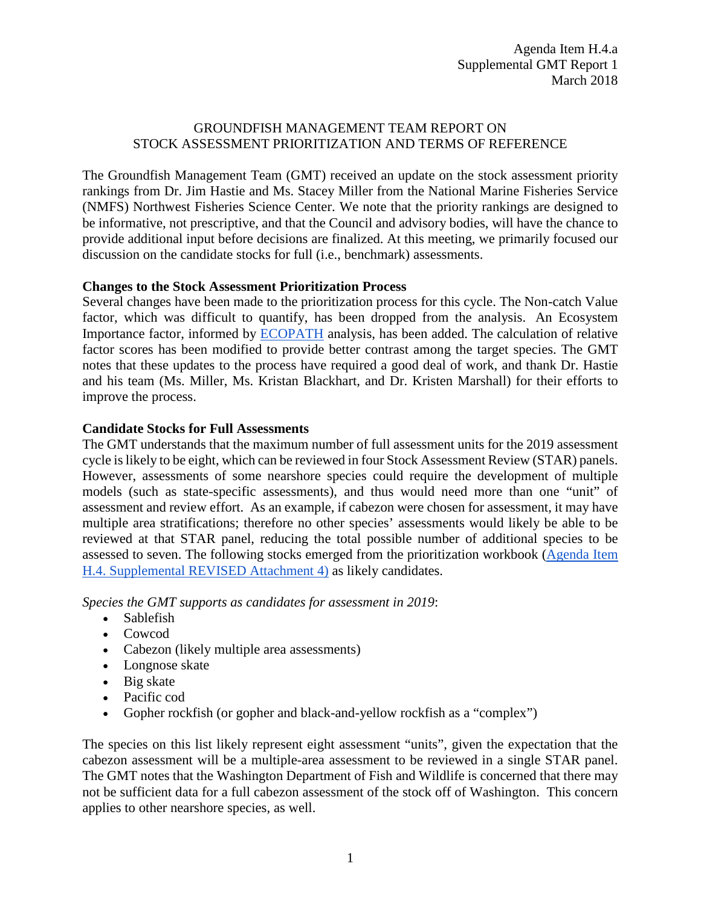Agenda Item H.4.a
Supplemental GMT Report 1
March 2018

# GROUNDFISH MANAGEMENT TEAM REPORT ON STOCK ASSESSMENT PRIORITIZATION AND TERMS OF REFERENCE

The Groundfish Management Team (GMT) received an update on the stock assessment priority rankings from Dr. Jim Hastie and Ms. Stacey Miller from the National Marine Fisheries Service (NMFS) Northwest Fisheries Science Center. We note that the priority rankings are designed to be informative, not prescriptive, and that the Council and advisory bodies, will have the chance to provide additional input before decisions are finalized. At this meeting, we primarily focused our discussion on the candidate stocks for full (i.e., benchmark) assessments.

**Changes to the Stock Assessment Prioritization Process**

Several changes have been made to the prioritization process for this cycle. The Non-catch Value factor, which was difficult to quantify, has been dropped from the analysis. An Ecosystem Importance factor, informed by ECOPATH analysis, has been added. The calculation of relative factor scores has been modified to provide better contrast among the target species. The GMT notes that these updates to the process have required a good deal of work, and thank Dr. Hastie and his team (Ms. Miller, Ms. Kristan Blackhart, and Dr. Kristen Marshall) for their efforts to improve the process.

**Candidate Stocks for Full Assessments**

The GMT understands that the maximum number of full assessment units for the 2019 assessment cycle is likely to be eight, which can be reviewed in four Stock Assessment Review (STAR) panels. However, assessments of some nearshore species could require the development of multiple models (such as state-specific assessments), and thus would need more than one "unit" of assessment and review effort. As an example, if cabezon were chosen for assessment, it may have multiple area stratifications; therefore no other species' assessments would likely be able to be reviewed at that STAR panel, reducing the total possible number of additional species to be assessed to seven. The following stocks emerged from the prioritization workbook (Agenda Item H.4. Supplemental REVISED Attachment 4) as likely candidates.

*Species the GMT supports as candidates for assessment in 2019*:

- Sablefish
- Cowcod
- Cabezon (likely multiple area assessments)
- Longnose skate
- Big skate
- Pacific cod
- Gopher rockfish (or gopher and black-and-yellow rockfish as a "complex")

The species on this list likely represent eight assessment "units", given the expectation that the cabezon assessment will be a multiple-area assessment to be reviewed in a single STAR panel. The GMT notes that the Washington Department of Fish and Wildlife is concerned that there may not be sufficient data for a full cabezon assessment of the stock off of Washington. This concern applies to other nearshore species, as well.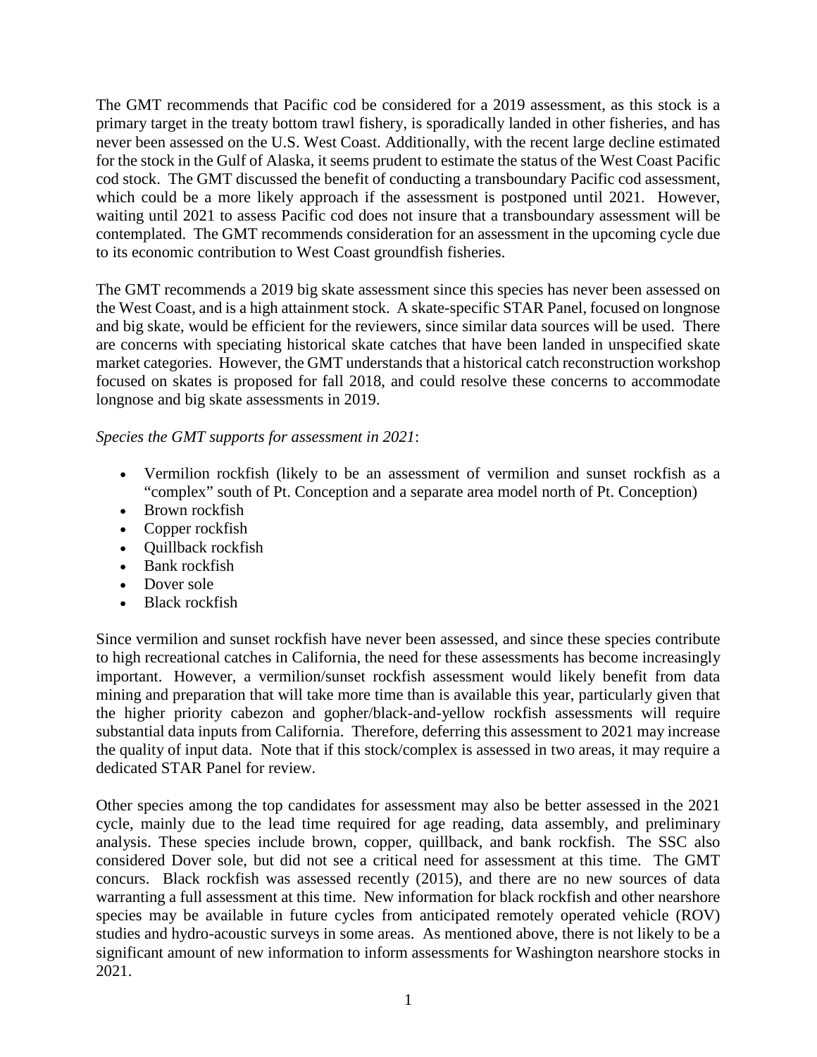The GMT recommends that Pacific cod be considered for a 2019 assessment, as this stock is a primary target in the treaty bottom trawl fishery, is sporadically landed in other fisheries, and has never been assessed on the U.S. West Coast. Additionally, with the recent large decline estimated for the stock in the Gulf of Alaska, it seems prudent to estimate the status of the West Coast Pacific cod stock. The GMT discussed the benefit of conducting a transboundary Pacific cod assessment, which could be a more likely approach if the assessment is postponed until 2021. However, waiting until 2021 to assess Pacific cod does not insure that a transboundary assessment will be contemplated. The GMT recommends consideration for an assessment in the upcoming cycle due to its economic contribution to West Coast groundfish fisheries.

The GMT recommends a 2019 big skate assessment since this species has never been assessed on the West Coast, and is a high attainment stock. A skate-specific STAR Panel, focused on longnose and big skate, would be efficient for the reviewers, since similar data sources will be used. There are concerns with speciating historical skate catches that have been landed in unspecified skate market categories. However, the GMT understands that a historical catch reconstruction workshop focused on skates is proposed for fall 2018, and could resolve these concerns to accommodate longnose and big skate assessments in 2019.

*Species the GMT supports for assessment in 2021*:

- Vermilion rockfish (likely to be an assessment of vermilion and sunset rockfish as a "complex" south of Pt. Conception and a separate area model north of Pt. Conception)
- Brown rockfish
- Copper rockfish
- Quillback rockfish
- Bank rockfish
- Dover sole
- Black rockfish

Since vermilion and sunset rockfish have never been assessed, and since these species contribute to high recreational catches in California, the need for these assessments has become increasingly important. However, a vermilion/sunset rockfish assessment would likely benefit from data mining and preparation that will take more time than is available this year, particularly given that the higher priority cabezon and gopher/black-and-yellow rockfish assessments will require substantial data inputs from California. Therefore, deferring this assessment to 2021 may increase the quality of input data. Note that if this stock/complex is assessed in two areas, it may require a dedicated STAR Panel for review.

Other species among the top candidates for assessment may also be better assessed in the 2021 cycle, mainly due to the lead time required for age reading, data assembly, and preliminary analysis. These species include brown, copper, quillback, and bank rockfish. The SSC also considered Dover sole, but did not see a critical need for assessment at this time. The GMT concurs. Black rockfish was assessed recently (2015), and there are no new sources of data warranting a full assessment at this time. New information for black rockfish and other nearshore species may be available in future cycles from anticipated remotely operated vehicle (ROV) studies and hydro-acoustic surveys in some areas. As mentioned above, there is not likely to be a significant amount of new information to inform assessments for Washington nearshore stocks in 2021.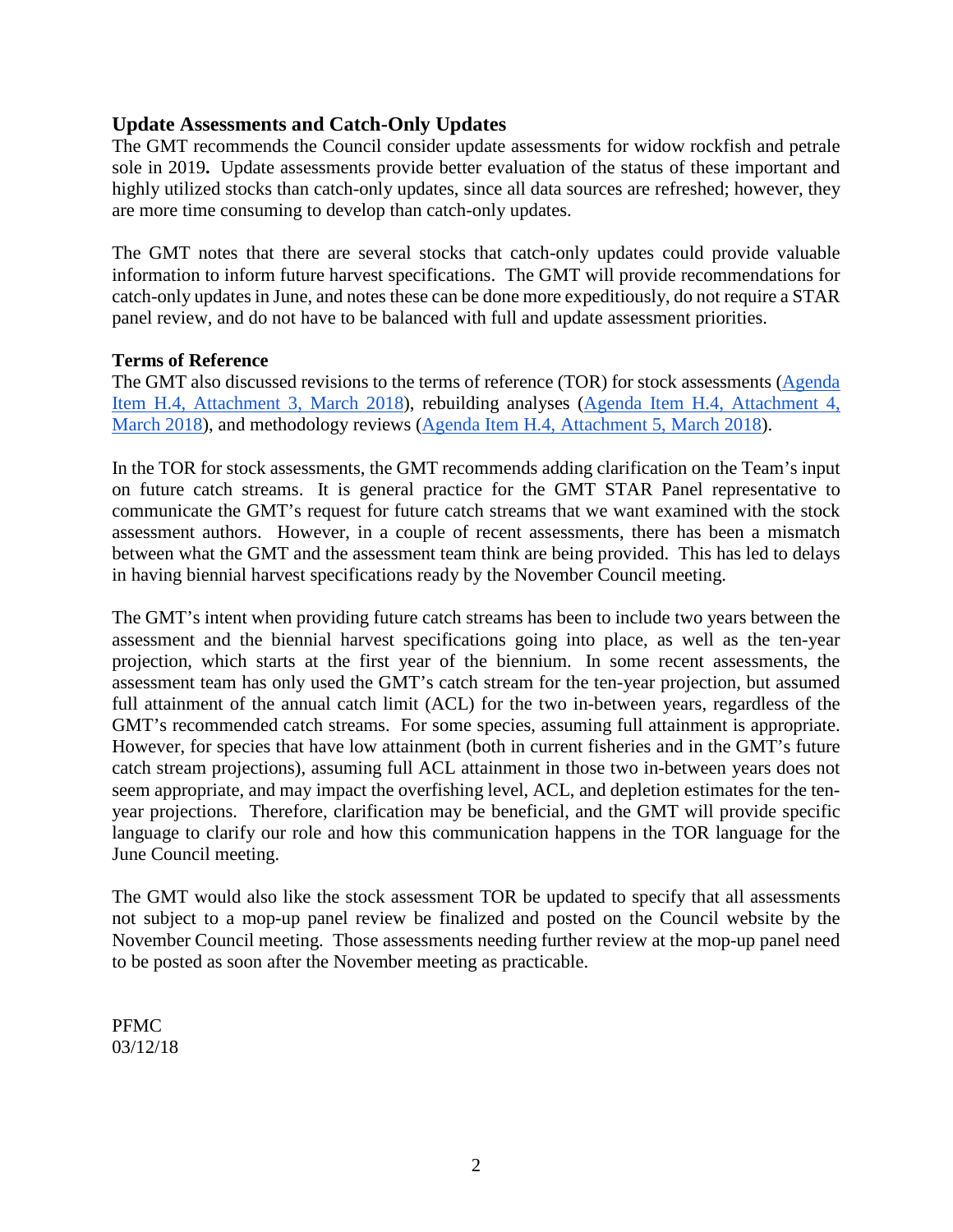**Update Assessments and Catch-Only Updates**

The GMT recommends the Council consider update assessments for widow rockfish and petrale sole in 2019**.** Update assessments provide better evaluation of the status of these important and highly utilized stocks than catch-only updates, since all data sources are refreshed; however, they are more time consuming to develop than catch-only updates.

The GMT notes that there are several stocks that catch-only updates could provide valuable information to inform future harvest specifications. The GMT will provide recommendations for catch-only updates in June, and notes these can be done more expeditiously, do not require a STAR panel review, and do not have to be balanced with full and update assessment priorities.

**Terms of Reference**

The GMT also discussed revisions to the terms of reference (TOR) for stock assessments (Agenda Item H.4, Attachment 3, March 2018), rebuilding analyses (Agenda Item H.4, Attachment 4, March 2018), and methodology reviews (Agenda Item H.4, Attachment 5, March 2018).

In the TOR for stock assessments, the GMT recommends adding clarification on the Team's input on future catch streams. It is general practice for the GMT STAR Panel representative to communicate the GMT's request for future catch streams that we want examined with the stock assessment authors. However, in a couple of recent assessments, there has been a mismatch between what the GMT and the assessment team think are being provided. This has led to delays in having biennial harvest specifications ready by the November Council meeting.

The GMT's intent when providing future catch streams has been to include two years between the assessment and the biennial harvest specifications going into place, as well as the ten-year projection, which starts at the first year of the biennium. In some recent assessments, the assessment team has only used the GMT's catch stream for the ten-year projection, but assumed full attainment of the annual catch limit (ACL) for the two in-between years, regardless of the GMT's recommended catch streams. For some species, assuming full attainment is appropriate. However, for species that have low attainment (both in current fisheries and in the GMT's future catch stream projections), assuming full ACL attainment in those two in-between years does not seem appropriate, and may impact the overfishing level, ACL, and depletion estimates for the ten-year projections. Therefore, clarification may be beneficial, and the GMT will provide specific language to clarify our role and how this communication happens in the TOR language for the June Council meeting.

The GMT would also like the stock assessment TOR be updated to specify that all assessments not subject to a mop-up panel review be finalized and posted on the Council website by the November Council meeting. Those assessments needing further review at the mop-up panel need to be posted as soon after the November meeting as practicable.

PFMC
03/12/18